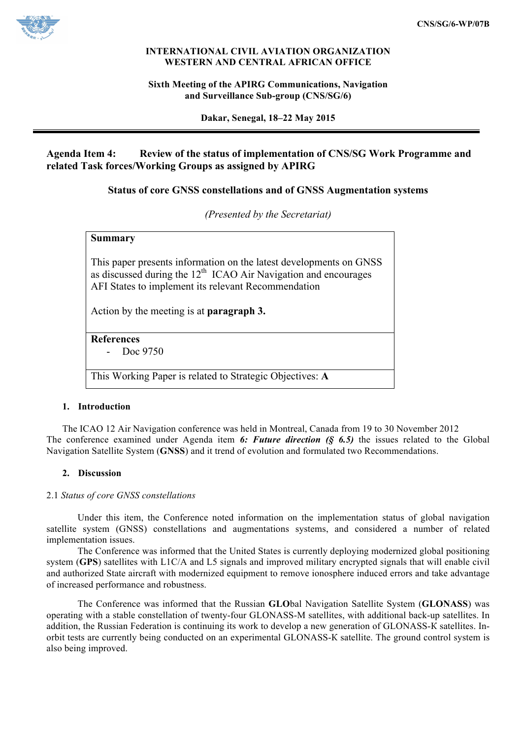CNS/SG/6-WP/07B

**INTERNATIONAL CIVIL AVIATION ORGANIZATION**
**WESTERN AND CENTRAL AFRICAN OFFICE**

**Sixth Meeting of the APIRG Communications, Navigation and Surveillance Sub-group (CNS/SG/6)**

**Dakar, Senegal, 18–22 May 2015**

---

**Agenda Item 4: Review of the status of implementation of CNS/SG Work Programme and related Task forces/Working Groups as assigned by APIRG**

**Status of core GNSS constellations and of GNSS Augmentation systems**

*(Presented by the Secretariat)*

| **Summary** |
|---|
| This paper presents information on the latest developments on GNSS as discussed during the 12th ICAO Air Navigation and encourages AFI States to implement its relevant Recommendation<br><br>Action by the meeting is at **paragraph 3.** |
| **References**<br>- Doc 9750 |
| This Working Paper is related to Strategic Objectives: **A** |

## 1. Introduction

The ICAO 12 Air Navigation conference was held in Montreal, Canada from 19 to 30 November 2012 The conference examined under Agenda item ***6: Future direction (§ 6.5)*** the issues related to the Global Navigation Satellite System (**GNSS**) and it trend of evolution and formulated two Recommendations.

## 2. Discussion

2.1 *Status of core GNSS constellations*

Under this item, the Conference noted information on the implementation status of global navigation satellite system (GNSS) constellations and augmentations systems, and considered a number of related implementation issues.

The Conference was informed that the United States is currently deploying modernized global positioning system (**GPS**) satellites with L1C/A and L5 signals and improved military encrypted signals that will enable civil and authorized State aircraft with modernized equipment to remove ionosphere induced errors and take advantage of increased performance and robustness.

The Conference was informed that the Russian **GLO**bal Navigation Satellite System (**GLONASS**) was operating with a stable constellation of twenty-four GLONASS-M satellites, with additional back-up satellites. In addition, the Russian Federation is continuing its work to develop a new generation of GLONASS-K satellites. In-orbit tests are currently being conducted on an experimental GLONASS-K satellite. The ground control system is also being improved.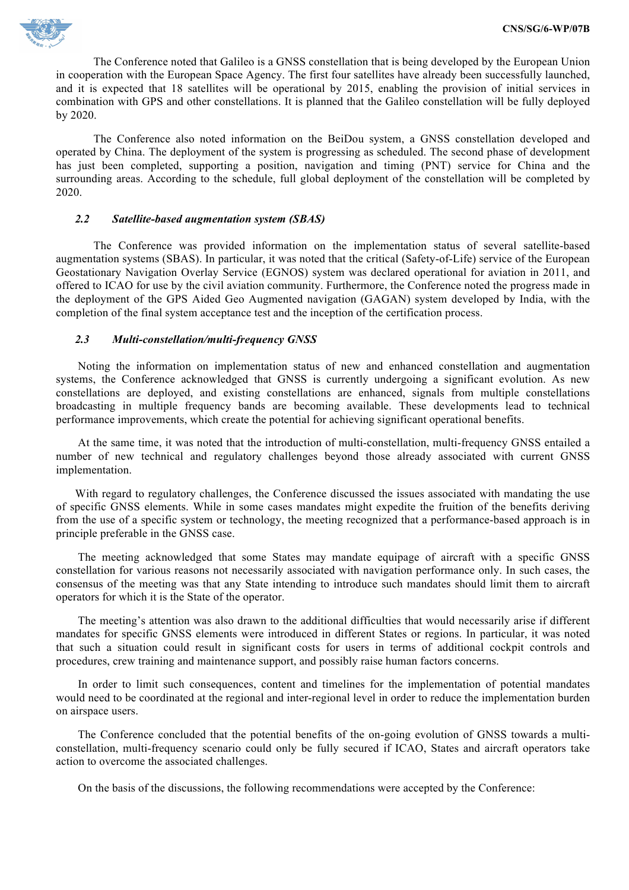The Conference noted that Galileo is a GNSS constellation that is being developed by the European Union in cooperation with the European Space Agency. The first four satellites have already been successfully launched, and it is expected that 18 satellites will be operational by 2015, enabling the provision of initial services in combination with GPS and other constellations. It is planned that the Galileo constellation will be fully deployed by 2020.

The Conference also noted information on the BeiDou system, a GNSS constellation developed and operated by China. The deployment of the system is progressing as scheduled. The second phase of development has just been completed, supporting a position, navigation and timing (PNT) service for China and the surrounding areas. According to the schedule, full global deployment of the constellation will be completed by 2020.

### *2.2 Satellite-based augmentation system (SBAS)*

The Conference was provided information on the implementation status of several satellite-based augmentation systems (SBAS). In particular, it was noted that the critical (Safety-of-Life) service of the European Geostationary Navigation Overlay Service (EGNOS) system was declared operational for aviation in 2011, and offered to ICAO for use by the civil aviation community. Furthermore, the Conference noted the progress made in the deployment of the GPS Aided Geo Augmented navigation (GAGAN) system developed by India, with the completion of the final system acceptance test and the inception of the certification process.

### *2.3 Multi-constellation/multi-frequency GNSS*

Noting the information on implementation status of new and enhanced constellation and augmentation systems, the Conference acknowledged that GNSS is currently undergoing a significant evolution. As new constellations are deployed, and existing constellations are enhanced, signals from multiple constellations broadcasting in multiple frequency bands are becoming available. These developments lead to technical performance improvements, which create the potential for achieving significant operational benefits.

At the same time, it was noted that the introduction of multi-constellation, multi-frequency GNSS entailed a number of new technical and regulatory challenges beyond those already associated with current GNSS implementation.

With regard to regulatory challenges, the Conference discussed the issues associated with mandating the use of specific GNSS elements. While in some cases mandates might expedite the fruition of the benefits deriving from the use of a specific system or technology, the meeting recognized that a performance-based approach is in principle preferable in the GNSS case.

The meeting acknowledged that some States may mandate equipage of aircraft with a specific GNSS constellation for various reasons not necessarily associated with navigation performance only. In such cases, the consensus of the meeting was that any State intending to introduce such mandates should limit them to aircraft operators for which it is the State of the operator.

The meeting's attention was also drawn to the additional difficulties that would necessarily arise if different mandates for specific GNSS elements were introduced in different States or regions. In particular, it was noted that such a situation could result in significant costs for users in terms of additional cockpit controls and procedures, crew training and maintenance support, and possibly raise human factors concerns.

In order to limit such consequences, content and timelines for the implementation of potential mandates would need to be coordinated at the regional and inter-regional level in order to reduce the implementation burden on airspace users.

The Conference concluded that the potential benefits of the on-going evolution of GNSS towards a multi-constellation, multi-frequency scenario could only be fully secured if ICAO, States and aircraft operators take action to overcome the associated challenges.

On the basis of the discussions, the following recommendations were accepted by the Conference: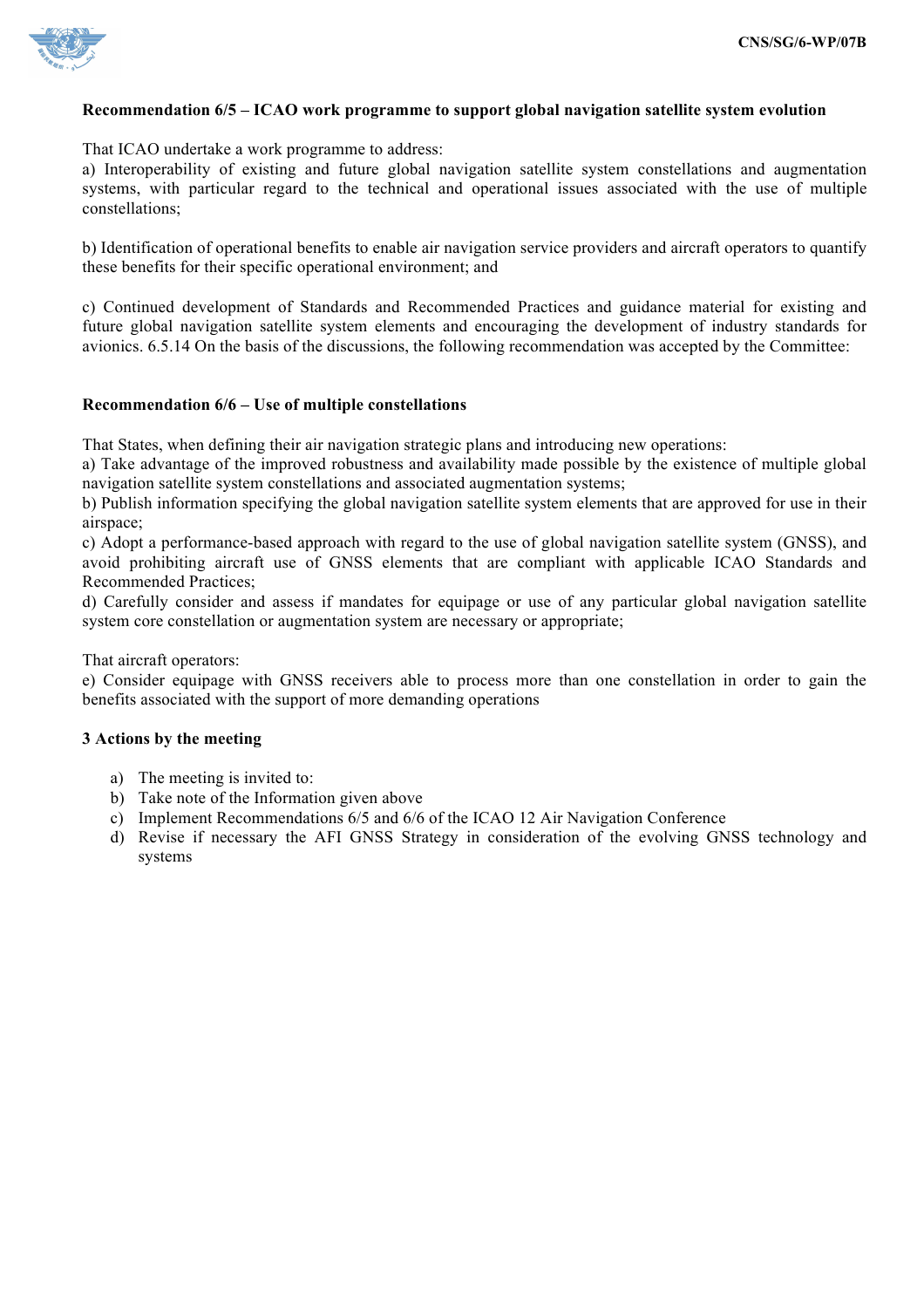**Recommendation 6/5 – ICAO work programme to support global navigation satellite system evolution**

That ICAO undertake a work programme to address:
a) Interoperability of existing and future global navigation satellite system constellations and augmentation systems, with particular regard to the technical and operational issues associated with the use of multiple constellations;

b) Identification of operational benefits to enable air navigation service providers and aircraft operators to quantify these benefits for their specific operational environment; and

c) Continued development of Standards and Recommended Practices and guidance material for existing and future global navigation satellite system elements and encouraging the development of industry standards for avionics. 6.5.14 On the basis of the discussions, the following recommendation was accepted by the Committee:

**Recommendation 6/6 – Use of multiple constellations**

That States, when defining their air navigation strategic plans and introducing new operations:
a) Take advantage of the improved robustness and availability made possible by the existence of multiple global navigation satellite system constellations and associated augmentation systems;
b) Publish information specifying the global navigation satellite system elements that are approved for use in their airspace;
c) Adopt a performance-based approach with regard to the use of global navigation satellite system (GNSS), and avoid prohibiting aircraft use of GNSS elements that are compliant with applicable ICAO Standards and Recommended Practices;
d) Carefully consider and assess if mandates for equipage or use of any particular global navigation satellite system core constellation or augmentation system are necessary or appropriate;

That aircraft operators:
e) Consider equipage with GNSS receivers able to process more than one constellation in order to gain the benefits associated with the support of more demanding operations

**3 Actions by the meeting**

a) The meeting is invited to:
b) Take note of the Information given above
c) Implement Recommendations 6/5 and 6/6 of the ICAO 12 Air Navigation Conference
d) Revise if necessary the AFI GNSS Strategy in consideration of the evolving GNSS technology and systems